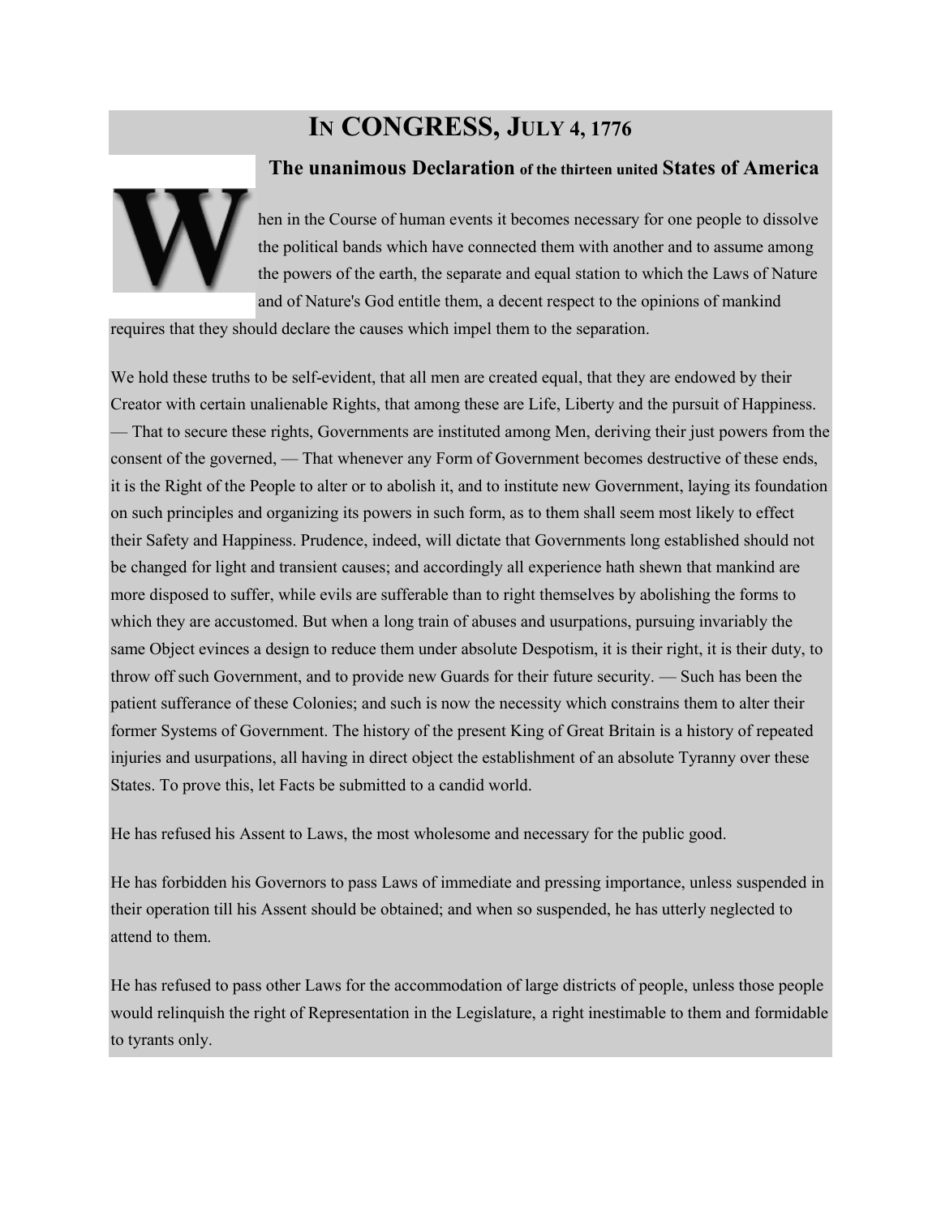# In Congress, July 4, 1776

## The unanimous Declaration of the thirteen united States of America

When in the Course of human events it becomes necessary for one people to dissolve the political bands which have connected them with another and to assume among the powers of the earth, the separate and equal station to which the Laws of Nature and of Nature's God entitle them, a decent respect to the opinions of mankind requires that they should declare the causes which impel them to the separation.

We hold these truths to be self-evident, that all men are created equal, that they are endowed by their Creator with certain unalienable Rights, that among these are Life, Liberty and the pursuit of Happiness. — That to secure these rights, Governments are instituted among Men, deriving their just powers from the consent of the governed, — That whenever any Form of Government becomes destructive of these ends, it is the Right of the People to alter or to abolish it, and to institute new Government, laying its foundation on such principles and organizing its powers in such form, as to them shall seem most likely to effect their Safety and Happiness. Prudence, indeed, will dictate that Governments long established should not be changed for light and transient causes; and accordingly all experience hath shewn that mankind are more disposed to suffer, while evils are sufferable than to right themselves by abolishing the forms to which they are accustomed. But when a long train of abuses and usurpations, pursuing invariably the same Object evinces a design to reduce them under absolute Despotism, it is their right, it is their duty, to throw off such Government, and to provide new Guards for their future security. — Such has been the patient sufferance of these Colonies; and such is now the necessity which constrains them to alter their former Systems of Government. The history of the present King of Great Britain is a history of repeated injuries and usurpations, all having in direct object the establishment of an absolute Tyranny over these States. To prove this, let Facts be submitted to a candid world.

He has refused his Assent to Laws, the most wholesome and necessary for the public good.

He has forbidden his Governors to pass Laws of immediate and pressing importance, unless suspended in their operation till his Assent should be obtained; and when so suspended, he has utterly neglected to attend to them.

He has refused to pass other Laws for the accommodation of large districts of people, unless those people would relinquish the right of Representation in the Legislature, a right inestimable to them and formidable to tyrants only.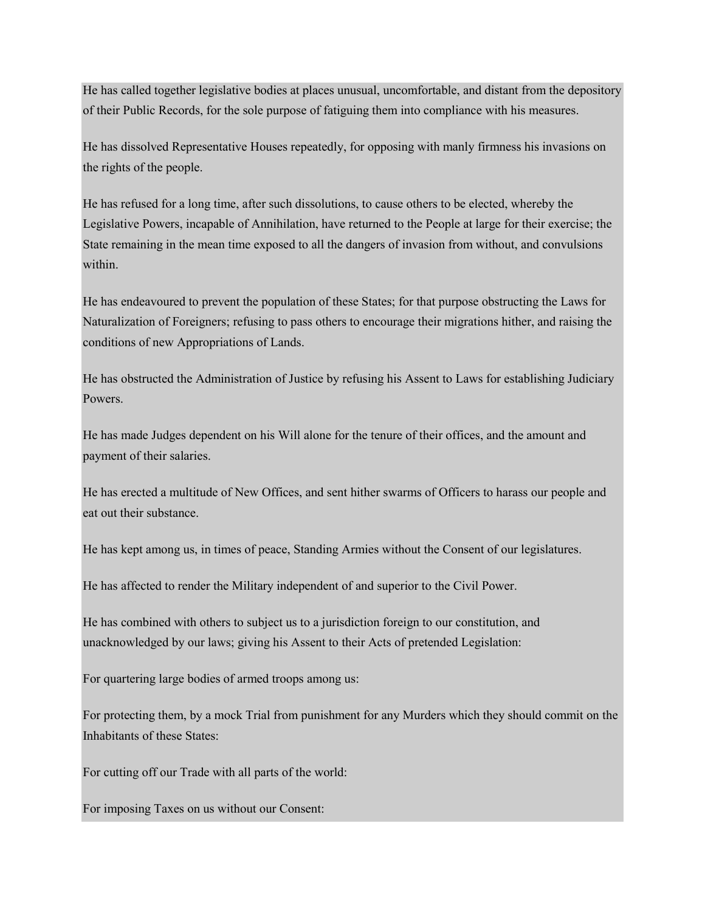He has called together legislative bodies at places unusual, uncomfortable, and distant from the depository of their Public Records, for the sole purpose of fatiguing them into compliance with his measures.

He has dissolved Representative Houses repeatedly, for opposing with manly firmness his invasions on the rights of the people.

He has refused for a long time, after such dissolutions, to cause others to be elected, whereby the Legislative Powers, incapable of Annihilation, have returned to the People at large for their exercise; the State remaining in the mean time exposed to all the dangers of invasion from without, and convulsions within.

He has endeavoured to prevent the population of these States; for that purpose obstructing the Laws for Naturalization of Foreigners; refusing to pass others to encourage their migrations hither, and raising the conditions of new Appropriations of Lands.

He has obstructed the Administration of Justice by refusing his Assent to Laws for establishing Judiciary Powers.

He has made Judges dependent on his Will alone for the tenure of their offices, and the amount and payment of their salaries.

He has erected a multitude of New Offices, and sent hither swarms of Officers to harass our people and eat out their substance.

He has kept among us, in times of peace, Standing Armies without the Consent of our legislatures.

He has affected to render the Military independent of and superior to the Civil Power.

He has combined with others to subject us to a jurisdiction foreign to our constitution, and unacknowledged by our laws; giving his Assent to their Acts of pretended Legislation:

For quartering large bodies of armed troops among us:

For protecting them, by a mock Trial from punishment for any Murders which they should commit on the Inhabitants of these States:

For cutting off our Trade with all parts of the world:

For imposing Taxes on us without our Consent: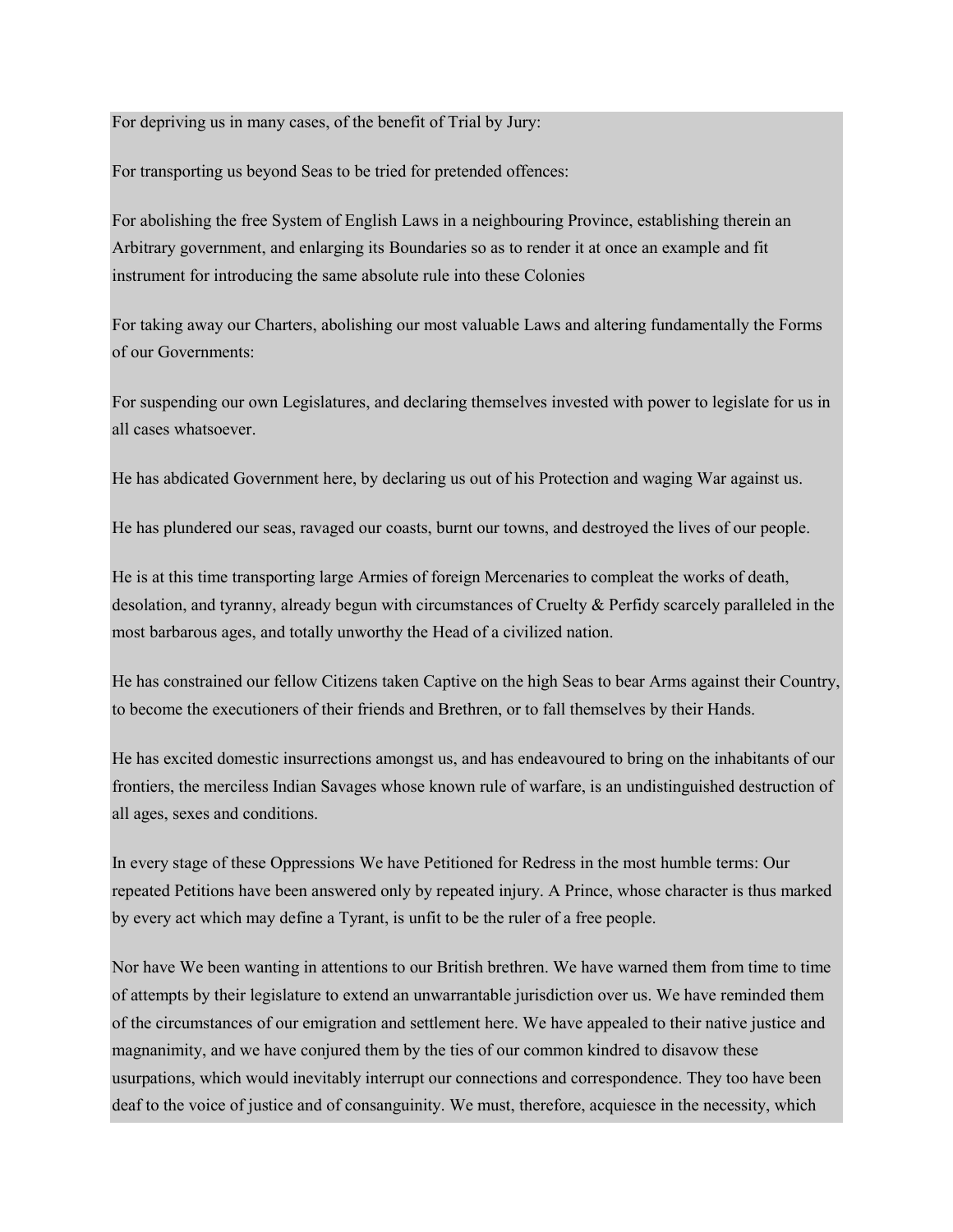For depriving us in many cases, of the benefit of Trial by Jury:

For transporting us beyond Seas to be tried for pretended offences:

For abolishing the free System of English Laws in a neighbouring Province, establishing therein an Arbitrary government, and enlarging its Boundaries so as to render it at once an example and fit instrument for introducing the same absolute rule into these Colonies

For taking away our Charters, abolishing our most valuable Laws and altering fundamentally the Forms of our Governments:

For suspending our own Legislatures, and declaring themselves invested with power to legislate for us in all cases whatsoever.

He has abdicated Government here, by declaring us out of his Protection and waging War against us.

He has plundered our seas, ravaged our coasts, burnt our towns, and destroyed the lives of our people.

He is at this time transporting large Armies of foreign Mercenaries to compleat the works of death, desolation, and tyranny, already begun with circumstances of Cruelty & Perfidy scarcely paralleled in the most barbarous ages, and totally unworthy the Head of a civilized nation.

He has constrained our fellow Citizens taken Captive on the high Seas to bear Arms against their Country, to become the executioners of their friends and Brethren, or to fall themselves by their Hands.

He has excited domestic insurrections amongst us, and has endeavoured to bring on the inhabitants of our frontiers, the merciless Indian Savages whose known rule of warfare, is an undistinguished destruction of all ages, sexes and conditions.

In every stage of these Oppressions We have Petitioned for Redress in the most humble terms: Our repeated Petitions have been answered only by repeated injury. A Prince, whose character is thus marked by every act which may define a Tyrant, is unfit to be the ruler of a free people.

Nor have We been wanting in attentions to our British brethren. We have warned them from time to time of attempts by their legislature to extend an unwarrantable jurisdiction over us. We have reminded them of the circumstances of our emigration and settlement here. We have appealed to their native justice and magnanimity, and we have conjured them by the ties of our common kindred to disavow these usurpations, which would inevitably interrupt our connections and correspondence. They too have been deaf to the voice of justice and of consanguinity. We must, therefore, acquiesce in the necessity, which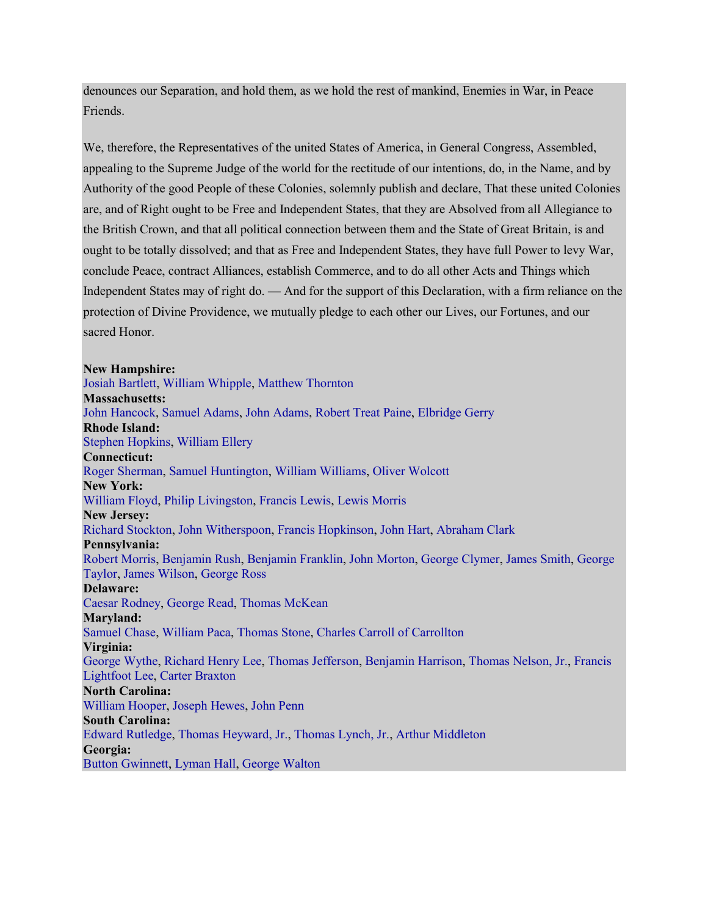denounces our Separation, and hold them, as we hold the rest of mankind, Enemies in War, in Peace Friends.

We, therefore, the Representatives of the united States of America, in General Congress, Assembled, appealing to the Supreme Judge of the world for the rectitude of our intentions, do, in the Name, and by Authority of the good People of these Colonies, solemnly publish and declare, That these united Colonies are, and of Right ought to be Free and Independent States, that they are Absolved from all Allegiance to the British Crown, and that all political connection between them and the State of Great Britain, is and ought to be totally dissolved; and that as Free and Independent States, they have full Power to levy War, conclude Peace, contract Alliances, establish Commerce, and to do all other Acts and Things which Independent States may of right do. — And for the support of this Declaration, with a firm reliance on the protection of Divine Providence, we mutually pledge to each other our Lives, our Fortunes, and our sacred Honor.

**New Hampshire:**
Josiah Bartlett, William Whipple, Matthew Thornton
**Massachusetts:**
John Hancock, Samuel Adams, John Adams, Robert Treat Paine, Elbridge Gerry
**Rhode Island:**
Stephen Hopkins, William Ellery
**Connecticut:**
Roger Sherman, Samuel Huntington, William Williams, Oliver Wolcott
**New York:**
William Floyd, Philip Livingston, Francis Lewis, Lewis Morris
**New Jersey:**
Richard Stockton, John Witherspoon, Francis Hopkinson, John Hart, Abraham Clark
**Pennsylvania:**
Robert Morris, Benjamin Rush, Benjamin Franklin, John Morton, George Clymer, James Smith, George Taylor, James Wilson, George Ross
**Delaware:**
Caesar Rodney, George Read, Thomas McKean
**Maryland:**
Samuel Chase, William Paca, Thomas Stone, Charles Carroll of Carrollton
**Virginia:**
George Wythe, Richard Henry Lee, Thomas Jefferson, Benjamin Harrison, Thomas Nelson, Jr., Francis Lightfoot Lee, Carter Braxton
**North Carolina:**
William Hooper, Joseph Hewes, John Penn
**South Carolina:**
Edward Rutledge, Thomas Heyward, Jr., Thomas Lynch, Jr., Arthur Middleton
**Georgia:**
Button Gwinnett, Lyman Hall, George Walton